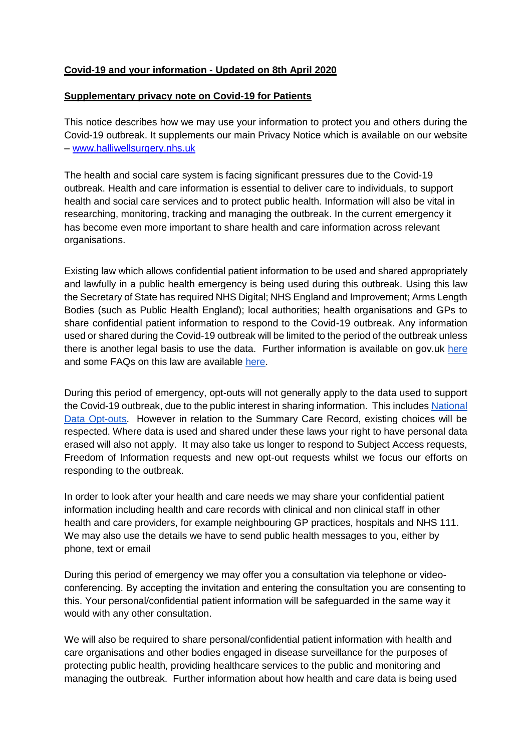**Covid-19 and your information - Updated on 8th April 2020**

**Supplementary privacy note on Covid-19 for Patients**

This notice describes how we may use your information to protect you and others during the Covid-19 outbreak. It supplements our main Privacy Notice which is available on our website – www.halliwellsurgery.nhs.uk

The health and social care system is facing significant pressures due to the Covid-19 outbreak. Health and care information is essential to deliver care to individuals, to support health and social care services and to protect public health. Information will also be vital in researching, monitoring, tracking and managing the outbreak. In the current emergency it has become even more important to share health and care information across relevant organisations.

Existing law which allows confidential patient information to be used and shared appropriately and lawfully in a public health emergency is being used during this outbreak. Using this law the Secretary of State has required NHS Digital; NHS England and Improvement; Arms Length Bodies (such as Public Health England); local authorities; health organisations and GPs to share confidential patient information to respond to the Covid-19 outbreak. Any information used or shared during the Covid-19 outbreak will be limited to the period of the outbreak unless there is another legal basis to use the data. Further information is available on gov.uk here and some FAQs on this law are available here.

During this period of emergency, opt-outs will not generally apply to the data used to support the Covid-19 outbreak, due to the public interest in sharing information. This includes National Data Opt-outs. However in relation to the Summary Care Record, existing choices will be respected. Where data is used and shared under these laws your right to have personal data erased will also not apply. It may also take us longer to respond to Subject Access requests, Freedom of Information requests and new opt-out requests whilst we focus our efforts on responding to the outbreak.

In order to look after your health and care needs we may share your confidential patient information including health and care records with clinical and non clinical staff in other health and care providers, for example neighbouring GP practices, hospitals and NHS 111. We may also use the details we have to send public health messages to you, either by phone, text or email

During this period of emergency we may offer you a consultation via telephone or video-conferencing. By accepting the invitation and entering the consultation you are consenting to this. Your personal/confidential patient information will be safeguarded in the same way it would with any other consultation.

We will also be required to share personal/confidential patient information with health and care organisations and other bodies engaged in disease surveillance for the purposes of protecting public health, providing healthcare services to the public and monitoring and managing the outbreak. Further information about how health and care data is being used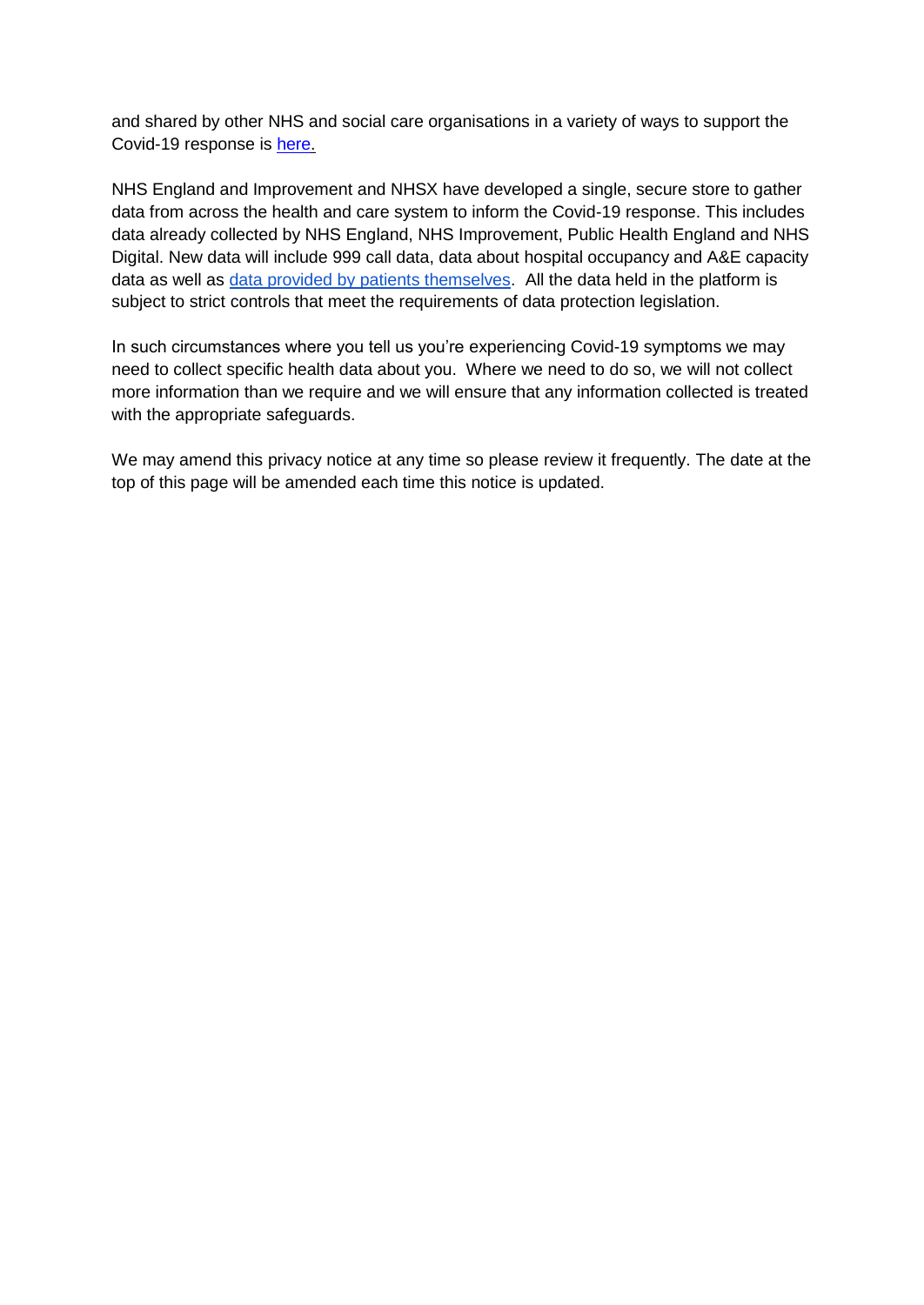and shared by other NHS and social care organisations in a variety of ways to support the Covid-19 response is here.

NHS England and Improvement and NHSX have developed a single, secure store to gather data from across the health and care system to inform the Covid-19 response. This includes data already collected by NHS England, NHS Improvement, Public Health England and NHS Digital. New data will include 999 call data, data about hospital occupancy and A&E capacity data as well as data provided by patients themselves. All the data held in the platform is subject to strict controls that meet the requirements of data protection legislation.

In such circumstances where you tell us you're experiencing Covid-19 symptoms we may need to collect specific health data about you. Where we need to do so, we will not collect more information than we require and we will ensure that any information collected is treated with the appropriate safeguards.

We may amend this privacy notice at any time so please review it frequently. The date at the top of this page will be amended each time this notice is updated.